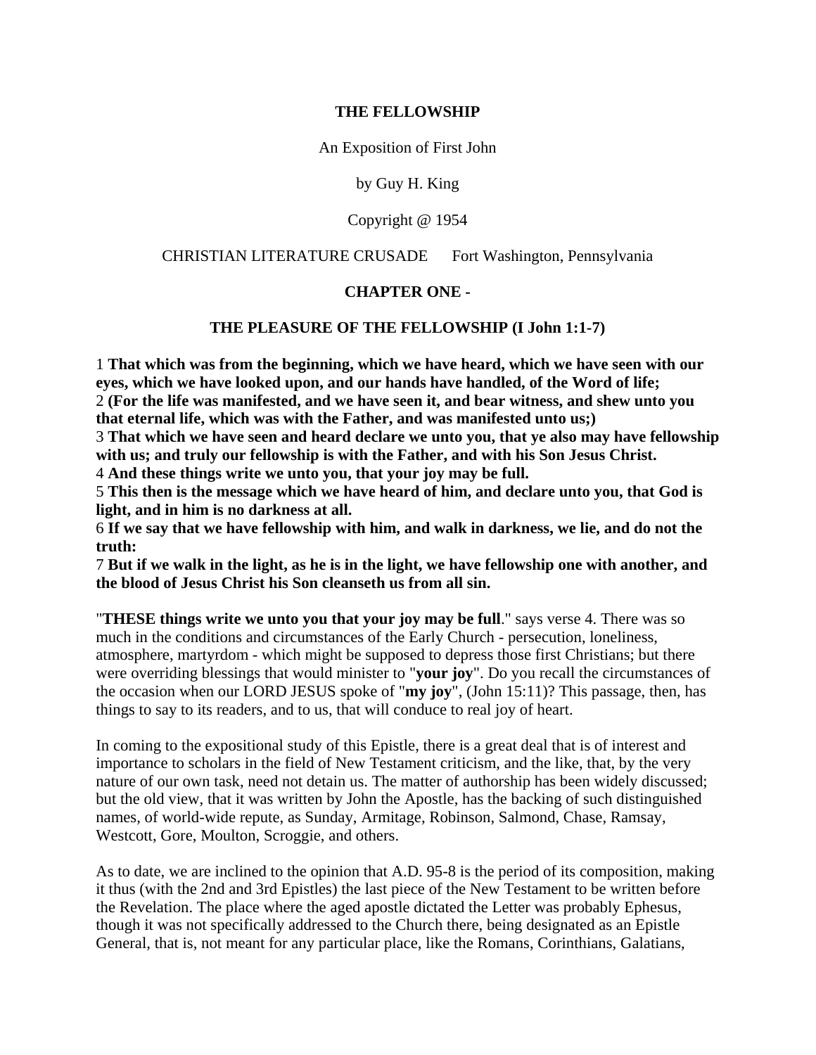# THE FELLOWSHIP

An Exposition of First John

by Guy H. King

Copyright @ 1954

CHRISTIAN LITERATURE CRUSADE     Fort Washington, Pennsylvania

## CHAPTER ONE -

## THE PLEASURE OF THE FELLOWSHIP (I John 1:1-7)

1 **That which was from the beginning, which we have heard, which we have seen with our eyes, which we have looked upon, and our hands have handled, of the Word of life;**
2 **(For the life was manifested, and we have seen it, and bear witness, and shew unto you that eternal life, which was with the Father, and was manifested unto us;)**
3 **That which we have seen and heard declare we unto you, that ye also may have fellowship with us; and truly our fellowship is with the Father, and with his Son Jesus Christ.**
4 **And these things write we unto you, that your joy may be full.**
5 **This then is the message which we have heard of him, and declare unto you, that God is light, and in him is no darkness at all.**
6 **If we say that we have fellowship with him, and walk in darkness, we lie, and do not the truth:**
7 **But if we walk in the light, as he is in the light, we have fellowship one with another, and the blood of Jesus Christ his Son cleanseth us from all sin.**

"**THESE things write we unto you that your joy may be full**." says verse 4. There was so much in the conditions and circumstances of the Early Church - persecution, loneliness, atmosphere, martyrdom - which might be supposed to depress those first Christians; but there were overriding blessings that would minister to "**your joy**". Do you recall the circumstances of the occasion when our LORD JESUS spoke of "**my joy**", (John 15:11)? This passage, then, has things to say to its readers, and to us, that will conduce to real joy of heart.

In coming to the expositional study of this Epistle, there is a great deal that is of interest and importance to scholars in the field of New Testament criticism, and the like, that, by the very nature of our own task, need not detain us. The matter of authorship has been widely discussed; but the old view, that it was written by John the Apostle, has the backing of such distinguished names, of world-wide repute, as Sunday, Armitage, Robinson, Salmond, Chase, Ramsay, Westcott, Gore, Moulton, Scroggie, and others.

As to date, we are inclined to the opinion that A.D. 95-8 is the period of its composition, making it thus (with the 2nd and 3rd Epistles) the last piece of the New Testament to be written before the Revelation. The place where the aged apostle dictated the Letter was probably Ephesus, though it was not specifically addressed to the Church there, being designated as an Epistle General, that is, not meant for any particular place, like the Romans, Corinthians, Galatians,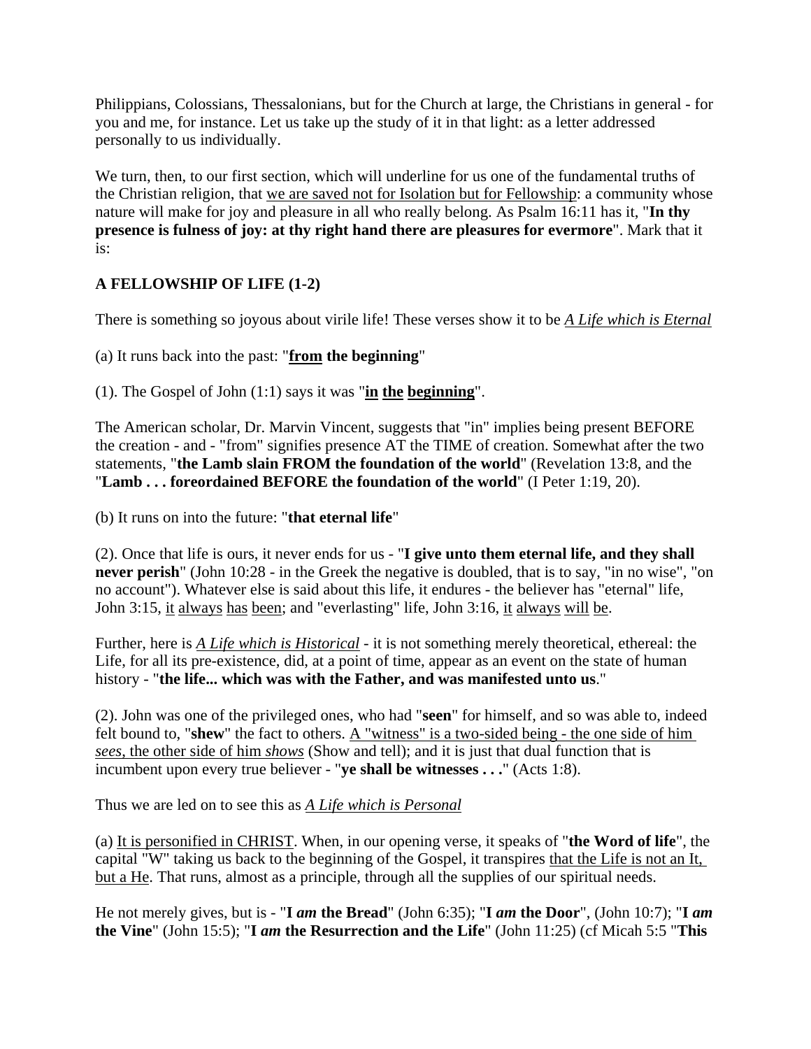Philippians, Colossians, Thessalonians, but for the Church at large, the Christians in general - for you and me, for instance. Let us take up the study of it in that light: as a letter addressed personally to us individually.

We turn, then, to our first section, which will underline for us one of the fundamental truths of the Christian religion, that <u>we are saved not for Isolation but for Fellowship</u>: a community whose nature will make for joy and pleasure in all who really belong. As Psalm 16:11 has it, "**In thy presence is fulness of joy: at thy right hand there are pleasures for evermore**". Mark that it is:

**A FELLOWSHIP OF LIFE (1-2)**

There is something so joyous about virile life! These verses show it to be <u>*A Life which is Eternal*</u>

(a) It runs back into the past: "**<u>from</u> the beginning**"

(1). The Gospel of John (1:1) says it was "**<u>in</u> <u>the</u> <u>beginning</u>**".

The American scholar, Dr. Marvin Vincent, suggests that "in" implies being present BEFORE the creation - and - "from" signifies presence AT the TIME of creation. Somewhat after the two statements, "**the Lamb slain FROM the foundation of the world**" (Revelation 13:8, and the "**Lamb . . . foreordained BEFORE the foundation of the world**" (I Peter 1:19, 20).

(b) It runs on into the future: "**that eternal life**"

(2). Once that life is ours, it never ends for us - "**I give unto them eternal life, and they shall never perish**" (John 10:28 - in the Greek the negative is doubled, that is to say, "in no wise", "on no account"). Whatever else is said about this life, it endures - the believer has "eternal" life, John 3:15, <u>it</u> <u>always</u> <u>has</u> <u>been</u>; and "everlasting" life, John 3:16, <u>it</u> <u>always</u> <u>will</u> <u>be</u>.

Further, here is <u>*A Life which is Historical*</u> - it is not something merely theoretical, ethereal: the Life, for all its pre-existence, did, at a point of time, appear as an event on the state of human history - "**the life... which was with the Father, and was manifested unto us**."

(2). John was one of the privileged ones, who had "**seen**" for himself, and so was able to, indeed felt bound to, "**shew**" the fact to others. <u>A "witness" is a two-sided being - the one side of him *sees*, the other side of him *shows*</u> (Show and tell); and it is just that dual function that is incumbent upon every true believer - "**ye shall be witnesses . . .**" (Acts 1:8).

Thus we are led on to see this as <u>*A Life which is Personal*</u>

(a) <u>It is personified in CHRIST</u>. When, in our opening verse, it speaks of "**the Word of life**", the capital "W" taking us back to the beginning of the Gospel, it transpires <u>that the Life is not an It, but a He</u>. That runs, almost as a principle, through all the supplies of our spiritual needs.

He not merely gives, but is - "**I *am* the Bread**" (John 6:35); "**I *am* the Door**", (John 10:7); "**I *am* the Vine**" (John 15:5); "**I *am* the Resurrection and the Life**" (John 11:25) (cf Micah 5:5 "**This**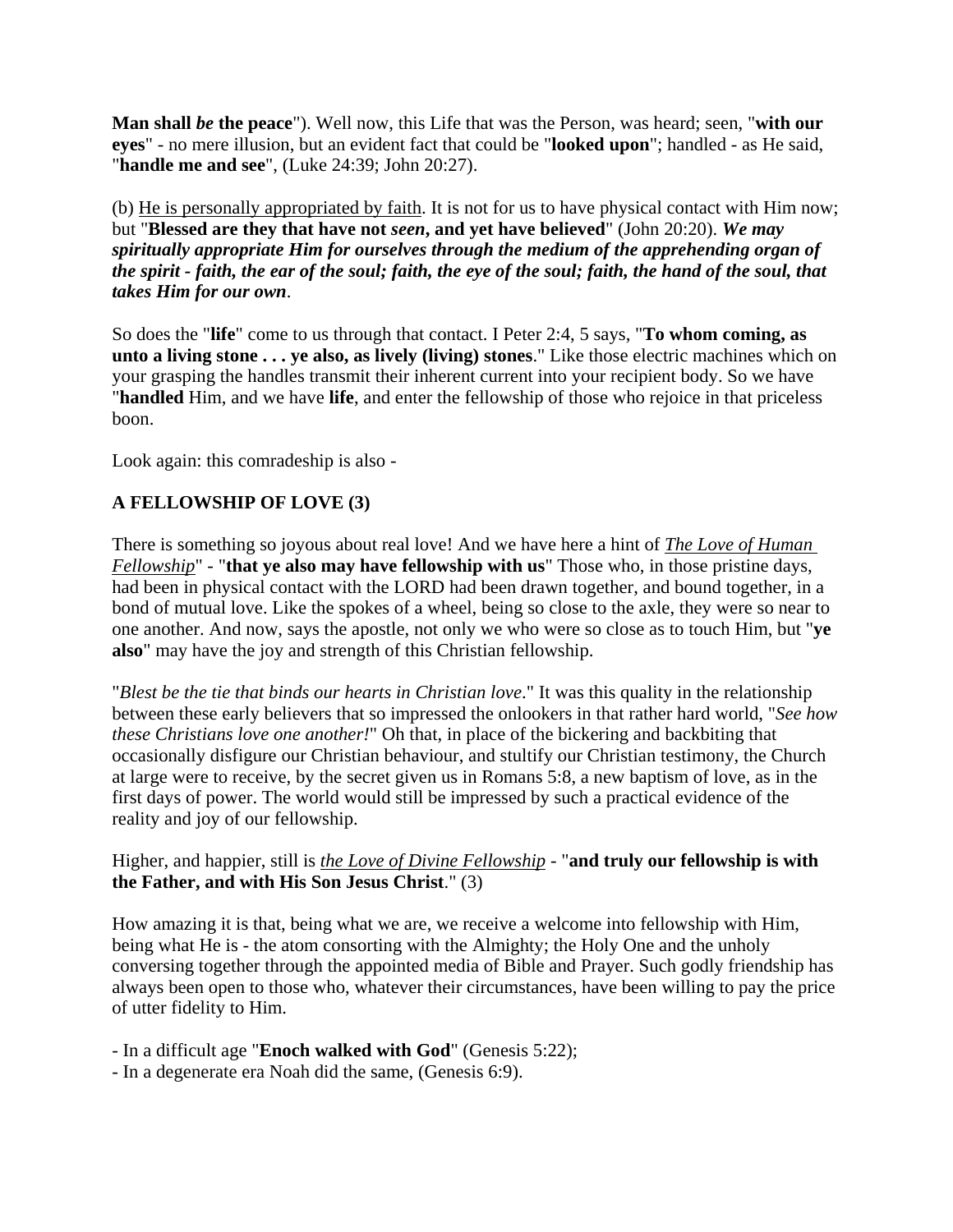**Man shall *be* the peace**"). Well now, this Life that was the Person, was heard; seen, "**with our eyes**" - no mere illusion, but an evident fact that could be "**looked upon**"; handled - as He said, "**handle me and see**", (Luke 24:39; John 20:27).

(b) <u>He is personally appropriated by faith</u>. It is not for us to have physical contact with Him now; but "**Blessed are they that have not *seen*, and yet have believed**" (John 20:20). ***We may spiritually appropriate Him for ourselves through the medium of the apprehending organ of the spirit - faith, the ear of the soul; faith, the eye of the soul; faith, the hand of the soul, that takes Him for our own***.

So does the "**life**" come to us through that contact. I Peter 2:4, 5 says, "**To whom coming, as unto a living stone . . . ye also, as lively (living) stones**." Like those electric machines which on your grasping the handles transmit their inherent current into your recipient body. So we have "**handled** Him, and we have **life**, and enter the fellowship of those who rejoice in that priceless boon.

Look again: this comradeship is also -

**A FELLOWSHIP OF LOVE (3)**

There is something so joyous about real love! And we have here a hint of <u>*The Love of Human Fellowship*</u>" - "**that ye also may have fellowship with us**" Those who, in those pristine days, had been in physical contact with the LORD had been drawn together, and bound together, in a bond of mutual love. Like the spokes of a wheel, being so close to the axle, they were so near to one another. And now, says the apostle, not only we who were so close as to touch Him, but "**ye also**" may have the joy and strength of this Christian fellowship.

"*Blest be the tie that binds our hearts in Christian love*." It was this quality in the relationship between these early believers that so impressed the onlookers in that rather hard world, "*See how these Christians love one another!*" Oh that, in place of the bickering and backbiting that occasionally disfigure our Christian behaviour, and stultify our Christian testimony, the Church at large were to receive, by the secret given us in Romans 5:8, a new baptism of love, as in the first days of power. The world would still be impressed by such a practical evidence of the reality and joy of our fellowship.

Higher, and happier, still is <u>*the Love of Divine Fellowship*</u> - "**and truly our fellowship is with the Father, and with His Son Jesus Christ**." (3)

How amazing it is that, being what we are, we receive a welcome into fellowship with Him, being what He is - the atom consorting with the Almighty; the Holy One and the unholy conversing together through the appointed media of Bible and Prayer. Such godly friendship has always been open to those who, whatever their circumstances, have been willing to pay the price of utter fidelity to Him.

- In a difficult age "**Enoch walked with God**" (Genesis 5:22);
- In a degenerate era Noah did the same, (Genesis 6:9).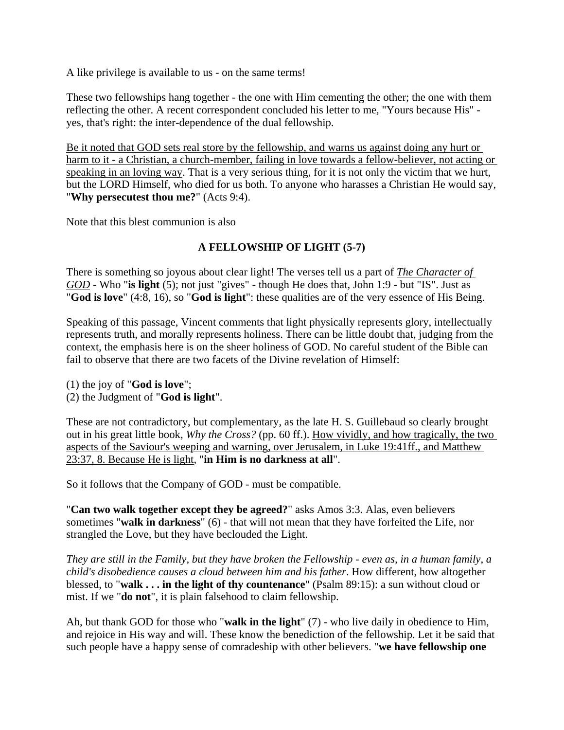A like privilege is available to us - on the same terms!

These two fellowships hang together - the one with Him cementing the other; the one with them reflecting the other. A recent correspondent concluded his letter to me, "Yours because His" - yes, that's right: the inter-dependence of the dual fellowship.

<u>Be it noted that GOD sets real store by the fellowship, and warns us against doing any hurt or harm to it - a Christian, a church-member, failing in love towards a fellow-believer, not acting or speaking in an loving way</u>. That is a very serious thing, for it is not only the victim that we hurt, but the LORD Himself, who died for us both. To anyone who harasses a Christian He would say, "**Why persecutest thou me?**" (Acts 9:4).

Note that this blest communion is also

### A FELLOWSHIP OF LIGHT (5-7)

There is something so joyous about clear light! The verses tell us a part of <u>*The Character of GOD*</u> - Who "**is light** (5); not just "gives" - though He does that, John 1:9 - but "IS". Just as "**God is love**" (4:8, 16), so "**God is light**": these qualities are of the very essence of His Being.

Speaking of this passage, Vincent comments that light physically represents glory, intellectually represents truth, and morally represents holiness. There can be little doubt that, judging from the context, the emphasis here is on the sheer holiness of GOD. No careful student of the Bible can fail to observe that there are two facets of the Divine revelation of Himself:

(1) the joy of "**God is love**";
(2) the Judgment of "**God is light**".

These are not contradictory, but complementary, as the late H. S. Guillebaud so clearly brought out in his great little book, *Why the Cross?* (pp. 60 ff.). <u>How vividly, and how tragically, the two aspects of the Saviour's weeping and warning, over Jerusalem, in Luke 19:41ff., and Matthew 23:37, 8. Because He is light</u>, "**in Him is no darkness at all**".

So it follows that the Company of GOD - must be compatible.

"**Can two walk together except they be agreed?**" asks Amos 3:3. Alas, even believers sometimes "**walk in darkness**" (6) - that will not mean that they have forfeited the Life, nor strangled the Love, but they have beclouded the Light.

*They are still in the Family, but they have broken the Fellowship - even as, in a human family, a child's disobedience causes a cloud between him and his father*. How different, how altogether blessed, to "**walk . . . in the light of thy countenance**" (Psalm 89:15): a sun without cloud or mist. If we "**do not**", it is plain falsehood to claim fellowship.

Ah, but thank GOD for those who "**walk in the light**" (7) - who live daily in obedience to Him, and rejoice in His way and will. These know the benediction of the fellowship. Let it be said that such people have a happy sense of comradeship with other believers. "**we have fellowship one**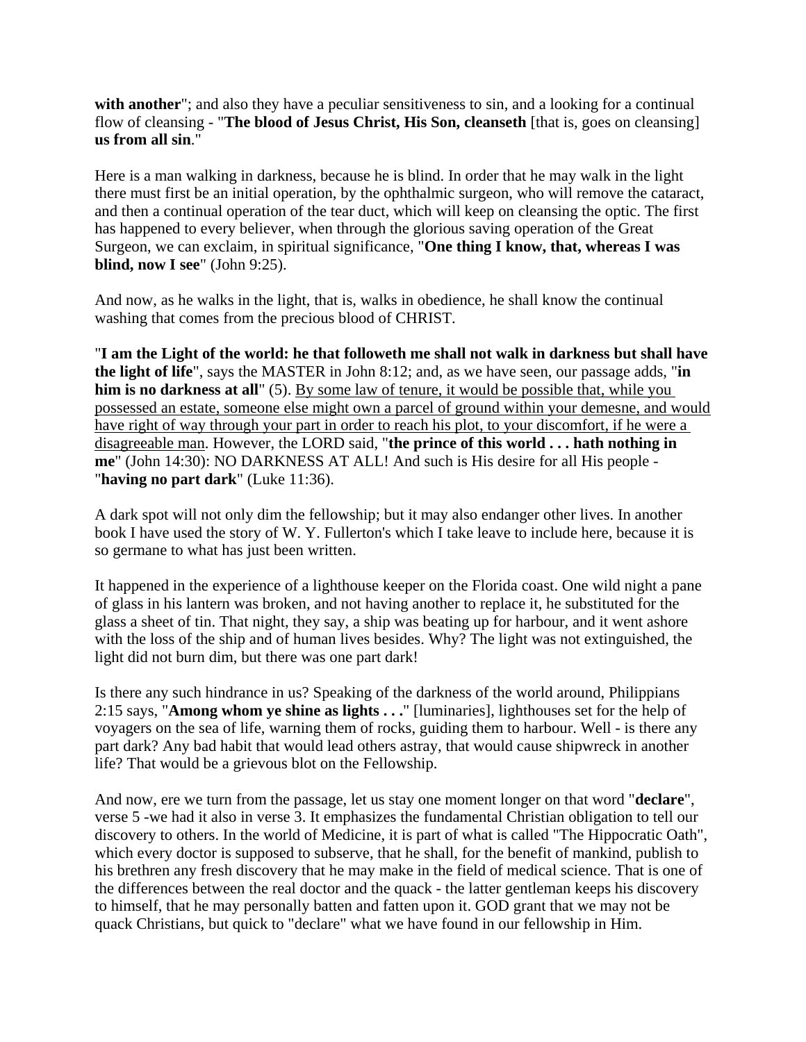**with another**"; and also they have a peculiar sensitiveness to sin, and a looking for a continual flow of cleansing - "**The blood of Jesus Christ, His Son, cleanseth** [that is, goes on cleansing] **us from all sin**."

Here is a man walking in darkness, because he is blind. In order that he may walk in the light there must first be an initial operation, by the ophthalmic surgeon, who will remove the cataract, and then a continual operation of the tear duct, which will keep on cleansing the optic. The first has happened to every believer, when through the glorious saving operation of the Great Surgeon, we can exclaim, in spiritual significance, "**One thing I know, that, whereas I was blind, now I see**" (John 9:25).

And now, as he walks in the light, that is, walks in obedience, he shall know the continual washing that comes from the precious blood of CHRIST.

"**I am the Light of the world: he that followeth me shall not walk in darkness but shall have the light of life**", says the MASTER in John 8:12; and, as we have seen, our passage adds, "**in him is no darkness at all**" (5). <u>By some law of tenure, it would be possible that, while you possessed an estate, someone else might own a parcel of ground within your demesne, and would have right of way through your part in order to reach his plot, to your discomfort, if he were a disagreeable man</u>. However, the LORD said, "**the prince of this world . . . hath nothing in me**" (John 14:30): NO DARKNESS AT ALL! And such is His desire for all His people - "**having no part dark**" (Luke 11:36).

A dark spot will not only dim the fellowship; but it may also endanger other lives. In another book I have used the story of W. Y. Fullerton's which I take leave to include here, because it is so germane to what has just been written.

It happened in the experience of a lighthouse keeper on the Florida coast. One wild night a pane of glass in his lantern was broken, and not having another to replace it, he substituted for the glass a sheet of tin. That night, they say, a ship was beating up for harbour, and it went ashore with the loss of the ship and of human lives besides. Why? The light was not extinguished, the light did not burn dim, but there was one part dark!

Is there any such hindrance in us? Speaking of the darkness of the world around, Philippians 2:15 says, "**Among whom ye shine as lights . . .**" [luminaries], lighthouses set for the help of voyagers on the sea of life, warning them of rocks, guiding them to harbour. Well - is there any part dark? Any bad habit that would lead others astray, that would cause shipwreck in another life? That would be a grievous blot on the Fellowship.

And now, ere we turn from the passage, let us stay one moment longer on that word "**declare**", verse 5 -we had it also in verse 3. It emphasizes the fundamental Christian obligation to tell our discovery to others. In the world of Medicine, it is part of what is called "The Hippocratic Oath", which every doctor is supposed to subserve, that he shall, for the benefit of mankind, publish to his brethren any fresh discovery that he may make in the field of medical science. That is one of the differences between the real doctor and the quack - the latter gentleman keeps his discovery to himself, that he may personally batten and fatten upon it. GOD grant that we may not be quack Christians, but quick to "declare" what we have found in our fellowship in Him.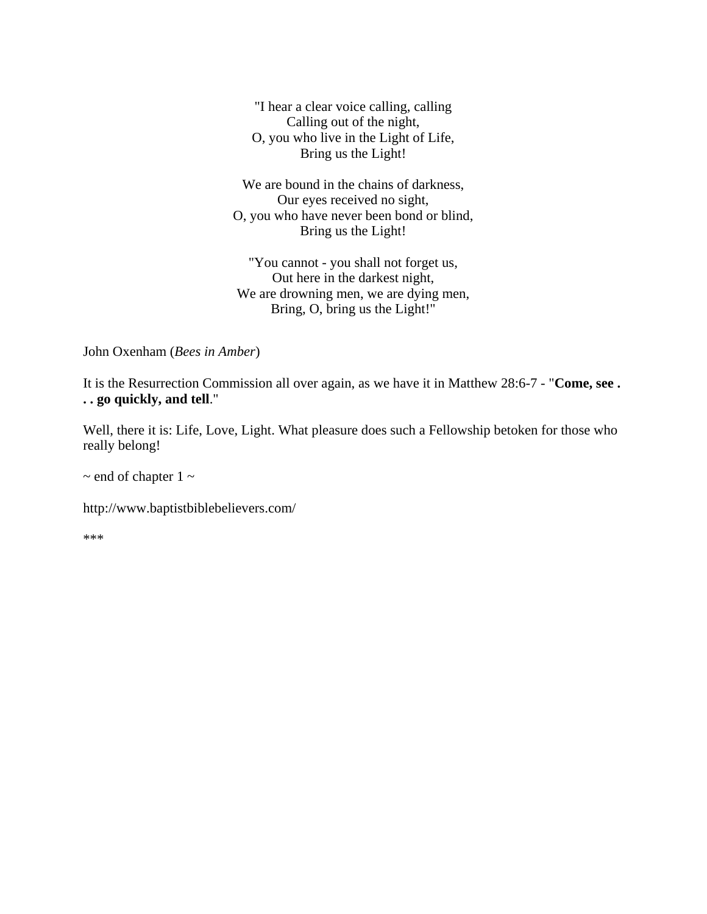"I hear a clear voice calling, calling  
Calling out of the night,  
O, you who live in the Light of Life,  
Bring us the Light!

We are bound in the chains of darkness,  
Our eyes received no sight,  
O, you who have never been bond or blind,  
Bring us the Light!

"You cannot - you shall not forget us,  
Out here in the darkest night,  
We are drowning men, we are dying men,  
Bring, O, bring us the Light!"

John Oxenham (*Bees in Amber*)

It is the Resurrection Commission all over again, as we have it in Matthew 28:6-7 - "**Come, see . . . go quickly, and tell**."

Well, there it is: Life, Love, Light. What pleasure does such a Fellowship betoken for those who really belong!

~ end of chapter 1 ~

http://www.baptistbiblebelievers.com/

***